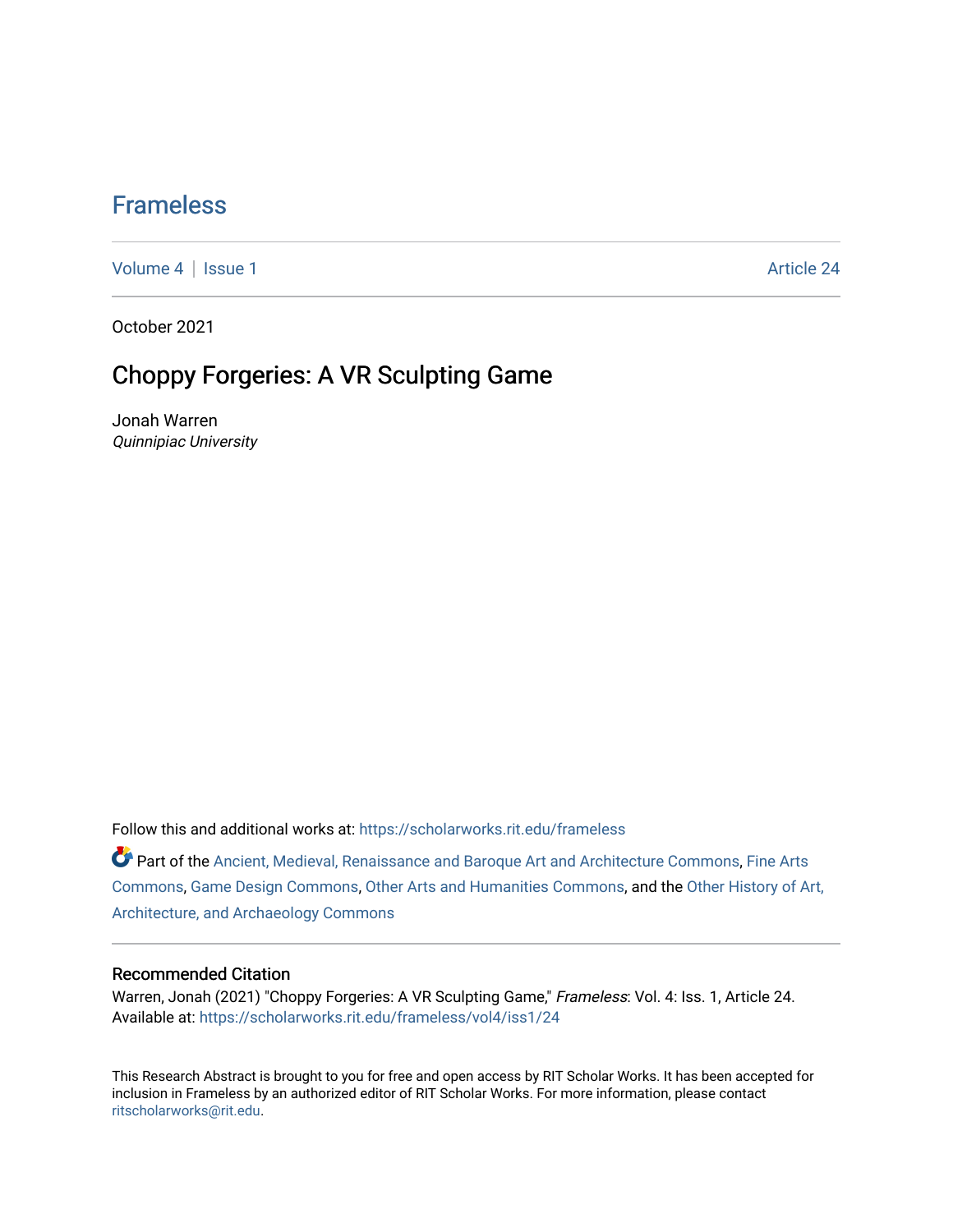# Frameless

Volume 4 | Issue 1 Article 24

October 2021

## Choppy Forgeries: A VR Sculpting Game

Jonah Warren
*Quinnipiac University*

Follow this and additional works at: https://scholarworks.rit.edu/frameless

Part of the Ancient, Medieval, Renaissance and Baroque Art and Architecture Commons, Fine Arts Commons, Game Design Commons, Other Arts and Humanities Commons, and the Other History of Art, Architecture, and Archaeology Commons

### Recommended Citation

Warren, Jonah (2021) "Choppy Forgeries: A VR Sculpting Game," *Frameless*: Vol. 4: Iss. 1, Article 24.
Available at: https://scholarworks.rit.edu/frameless/vol4/iss1/24

This Research Abstract is brought to you for free and open access by RIT Scholar Works. It has been accepted for inclusion in Frameless by an authorized editor of RIT Scholar Works. For more information, please contact ritscholarworks@rit.edu.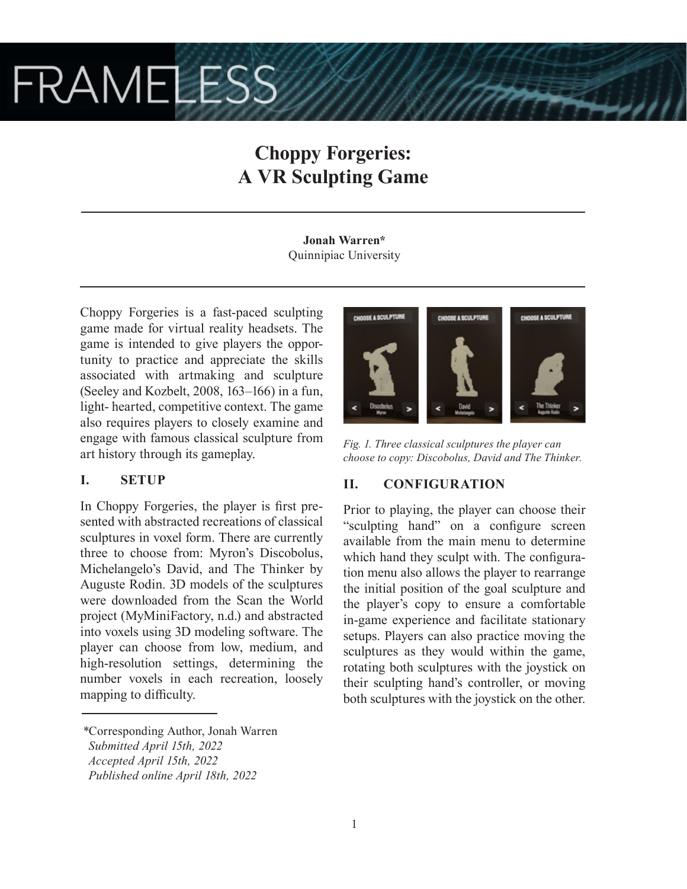# Choppy Forgeries: A VR Sculpting Game

**Jonah Warren***
Quinnipiac University

Choppy Forgeries is a fast-paced sculpting game made for virtual reality headsets. The game is intended to give players the opportunity to practice and appreciate the skills associated with artmaking and sculpture (Seeley and Kozbelt, 2008, 163–166) in a fun, light- hearted, competitive context. The game also requires players to closely examine and engage with famous classical sculpture from art history through its gameplay.

## I. SETUP

In Choppy Forgeries, the player is first presented with abstracted recreations of classical sculptures in voxel form. There are currently three to choose from: Myron's Discobolus, Michelangelo's David, and The Thinker by Auguste Rodin. 3D models of the sculptures were downloaded from the Scan the World project (MyMiniFactory, n.d.) and abstracted into voxels using 3D modeling software. The player can choose from low, medium, and high-resolution settings, determining the number voxels in each recreation, loosely mapping to difficulty.

*Fig. 1. Three classical sculptures the player can choose to copy: Discobolus, David and The Thinker.*

## II. CONFIGURATION

Prior to playing, the player can choose their "sculpting hand" on a configure screen available from the main menu to determine which hand they sculpt with. The configuration menu also allows the player to rearrange the initial position of the goal sculpture and the player's copy to ensure a comfortable in-game experience and facilitate stationary setups. Players can also practice moving the sculptures as they would within the game, rotating both sculptures with the joystick on their sculpting hand's controller, or moving both sculptures with the joystick on the other.

*Corresponding Author, Jonah Warren
*Submitted April 15th, 2022*
*Accepted April 15th, 2022*
*Published online April 18th, 2022*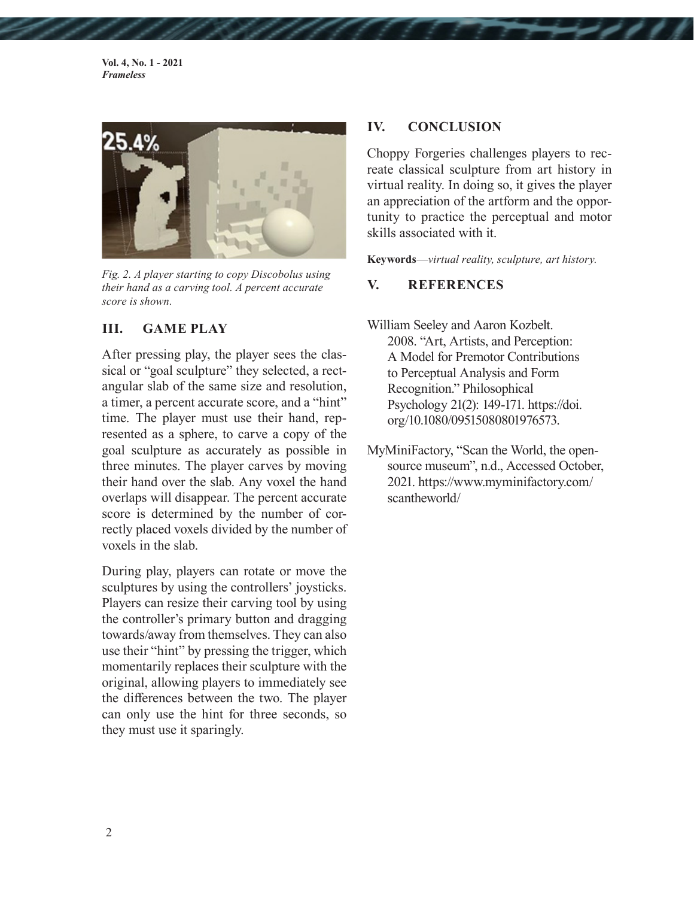Fig. 2. A player starting to copy Discobolus using their hand as a carving tool. A percent accurate score is shown.

## III. GAME PLAY

After pressing play, the player sees the classical or "goal sculpture" they selected, a rectangular slab of the same size and resolution, a timer, a percent accurate score, and a "hint" time. The player must use their hand, represented as a sphere, to carve a copy of the goal sculpture as accurately as possible in three minutes. The player carves by moving their hand over the slab. Any voxel the hand overlaps will disappear. The percent accurate score is determined by the number of correctly placed voxels divided by the number of voxels in the slab.

During play, players can rotate or move the sculptures by using the controllers' joysticks. Players can resize their carving tool by using the controller's primary button and dragging towards/away from themselves. They can also use their "hint" by pressing the trigger, which momentarily replaces their sculpture with the original, allowing players to immediately see the differences between the two. The player can only use the hint for three seconds, so they must use it sparingly.

## IV. CONCLUSION

Choppy Forgeries challenges players to recreate classical sculpture from art history in virtual reality. In doing so, it gives the player an appreciation of the artform and the opportunity to practice the perceptual and motor skills associated with it.

**Keywords**—*virtual reality, sculpture, art history.*

## V. REFERENCES

William Seeley and Aaron Kozbelt. 2008. "Art, Artists, and Perception: A Model for Premotor Contributions to Perceptual Analysis and Form Recognition." Philosophical Psychology 21(2): 149-171. https://doi.org/10.1080/09515080801976573.

MyMiniFactory, "Scan the World, the open-source museum", n.d., Accessed October, 2021. https://www.myminifactory.com/scantheworld/